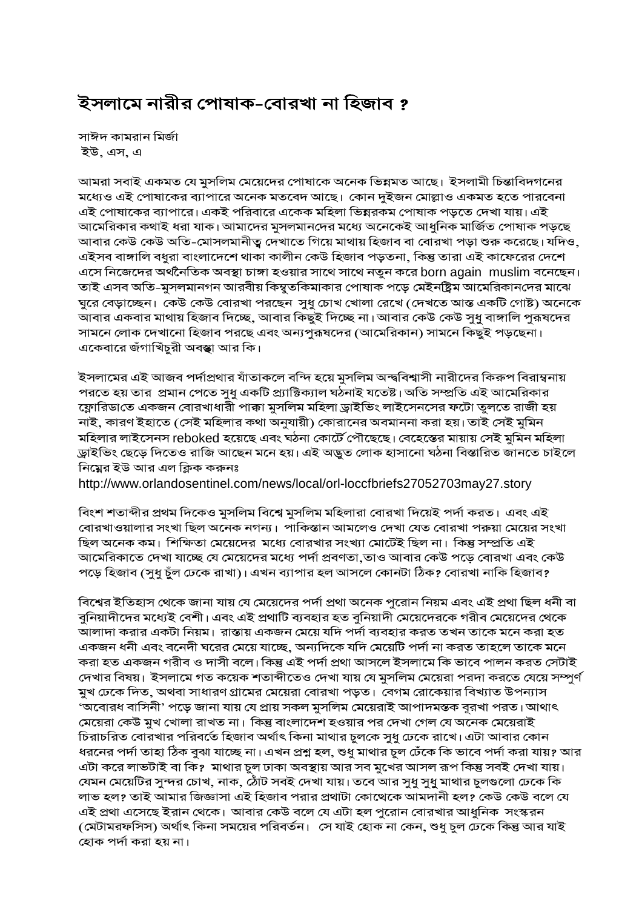# ইসলামে নারীর পোষাক-বোরখা না হিজাব ?

সাঈদ কামরান মির্জা
ইউ, এস, এ

আমরা সবাই একমত যে মুসলিম মেয়েদের পোষাকে অনেক ভিন্নমত আছে। ইসলামী চিন্তাবিদগনের মধ্যেও এই পোষাকের ব্যাপারে অনেক মতবেদ আছে। কোন দুইজন মোল্লাও একমত হতে পারবেনা এই পোষাকের ব্যাপারে। একই পরিবারে একেক মহিলা ভিন্নরকম পোষাক পড়তে দেখা যায়। এই আমেরিকার কথাই ধরা যাক। আমাদের মুসলমানদের মধ্যে অনেকেই আধুনিক মার্জিত পোষাক পড়ছে আবার কেউ কেউ অতি-মোসলমানীত্ব দেখাতে গিয়ে মাথায় হিজাব বা বোরখা পড়া শুরু করেছে। যদিও, এইসব বাঙ্গালি বধুরা বাংলাদেশে থাকা কালীন কেউ হিজাব পড়তনা, কিন্তু তারা এই কাফেরের দেশে এসে নিজেদের অর্থনৈতিক অবস্থা চাঙ্গা হওয়ার সাথে সাথে নতুন করে born again muslim বনেছেন। তাই এসব অতি-মুসলমানগন আরবীয় কিম্ভুতকিমাকার পোষাক পড়ে মেইনষ্ট্রিম আমেরিকানদের মাঝে ঘুরে বেড়াচ্ছেন। কেউ কেউ বোরখা পরছেন সুধু চোখ খোলা রেখে (দেখতে আস্ত একটি গোষ্ট) অনেকে আবার একবার মাথায় হিজাব দিচ্ছে, আবার কিছুই দিচ্ছে না। আবার কেউ কেউ সুধু বাঙ্গালি পুরুষদের সামনে লোক দেখানো হিজাব পরছে এবং অন্যপুরুষদের (আমেরিকান) সামনে কিছুই পড়ছেনা। একেবারে জঁগাখিঁচুরী অবস্থা আর কি।

ইসলামের এই আজব পর্দাপ্রথার যাঁতাকলে বন্দি হয়ে মুসলিম অন্দবিশ্বাসী নারীদের কিরুপ বিরাম্বনায় পরতে হয় তার প্রমান পেতে সুধু একটি প্র্যাক্টিক্যাল ঘঠনাই যতেষ্ট। অতি সম্প্রতি এই আমেরিকার ফ্লোরিডাতে একজন বোরখাধারী পাক্কা মুসলিম মহিলা ড্রাইভিং লাইসেনসের ফটো তুলতে রাজী হয় নাই, কারণ ইহাতে (সেই মহিলার কথা অনুযায়ী) কোরানের অবমাননা করা হয়। তাই সেই মুমিন মহিলার লাইসেনস reboked হয়েছে এবং ঘঠনা কোর্টে পৌছেছে। বেহেস্তের মায়ায় সেই মুমিন মহিলা ড্রাইভিং ছেড়ে দিতেও রাজি আছেন মনে হয়। এই অদ্ভুত লোক হাসানো ঘঠনা বিস্তারিত জানতে চাইলে নিম্নের ইউ আর এল ক্লিক করুনঃ
http://www.orlandosentinel.com/news/local/orl-loccfbriefs27052703may27.story

বিংশ শতাব্দীর প্রথম দিকেও মুসলিম বিশ্বে মুসলিম মহিলারা বোরখা দিয়েই পর্দা করত। এবং এই বোরখাওয়ালার সংখা ছিল অনেক নগন্য। পাকিস্তান আমলেও দেখা যেত বোরখা পরুয়া মেয়ের সংখা ছিল অনেক কম। শিক্ষিতা মেয়েদের মধ্যে বোরখার সংখ্যা মোটেই ছিল না। কিন্তু সম্প্রতি এই আমেরিকাতে দেখা যাচ্ছে যে মেয়েদের মধ্যে পর্দা প্রবণতা,তাও আবার কেউ পড়ে বোরখা এবং কেউ পড়ে হিজাব (সুধু চুঁল ঢেকে রাখা)। এখন ব্যাপার হল আসলে কোনটা ঠিক? বোরখা নাকি হিজাব?

বিশ্বের ইতিহাস থেকে জানা যায় যে মেয়েদের পর্দা প্রথা অনেক পুরোন নিয়ম এবং এই প্রথা ছিল ধনী বা বুনিয়াদীদের মধ্যেই বেশী। এবং এই প্রথাটি ব্যবহার হত বুনিয়াদী মেয়েদেরকে গরীব মেয়েদের থেকে আলাদা করার একটা নিয়ম। রাস্তায় একজন মেয়ে যদি পর্দা ব্যবহার করত তখন তাকে মনে করা হত একজন ধনী এবং বনেদী ঘরের মেয়ে যাচ্ছে, অন্যদিকে যদি মেয়েটি পর্দা না করত তাহলে তাকে মনে করা হত একজন গরীব ও দাসী বলে। কিন্তু এই পর্দা প্রথা আসলে ইসলামে কি ভাবে পালন করত সেটাই দেখার বিষয়। ইসলামে গত কয়েক শতাব্দীতেও দেখা যায় যে মুসলিম মেয়েরা পরদা করতে যেয়ে সম্পূর্ণ মুখ ঢেকে দিত, অথবা সাধারণ গ্রামের মেয়েরা বোরখা পড়ত। বেগম রোকেয়ার বিখ্যাত উপন্যাস 'অবোরধ বাসিনী' পড়ে জানা যায় যে প্রায় সকল মুসলিম মেয়েরাই আপাদমস্তক বূরখা পরত। আথাৎ মেয়েরা কেউ মুখ খোলা রাখত না। কিন্তু বাংলাদেশ হওয়ার পর দেখা গেল যে অনেক মেয়েরাই চিরাচরিত বোরখার পরিবর্তে হিজাব অর্থাৎ কিনা মাথার চুলকে সুধু ঢেকে রাখে। এটা আবার কোন ধরনের পর্দা তাহা ঠিক বুঝা যাচ্ছে না। এখন প্রশ্ন হল, শুধু মাথার চুল ঢেঁকে কি ভাবে পর্দা করা যায়? আর এটা করে লাভটাই বা কি? মাথার চুল ঢাকা অবস্থায় আর সব মুখের আসল রূপ কিন্তু সবই দেখা যায়। যেমন মেয়েটির সুন্দর চোখ, নাক, ঠোঁট সবই দেখা যায়। তবে আর সুধু সুধু মাথার চুলগুলো ঢেকে কি লাভ হল? তাই আমার জিজ্ঞাসা এই হিজাব পরার প্রথাটা কোত্থেকে আমদানী হল? কেউ কেউ বলে যে এই প্রথা এসেছে ইরান থেকে। আবার কেউ বলে যে এটা হল পুরোন বোরখার আধুনিক সংস্করন (মেটামরফসিস) অর্থাৎ কিনা সময়ের পরিবর্তন। সে যাই হোক না কেন, শুধু চুল ঢেকে কিন্তু আর যাই হোক পর্দা করা হয় না।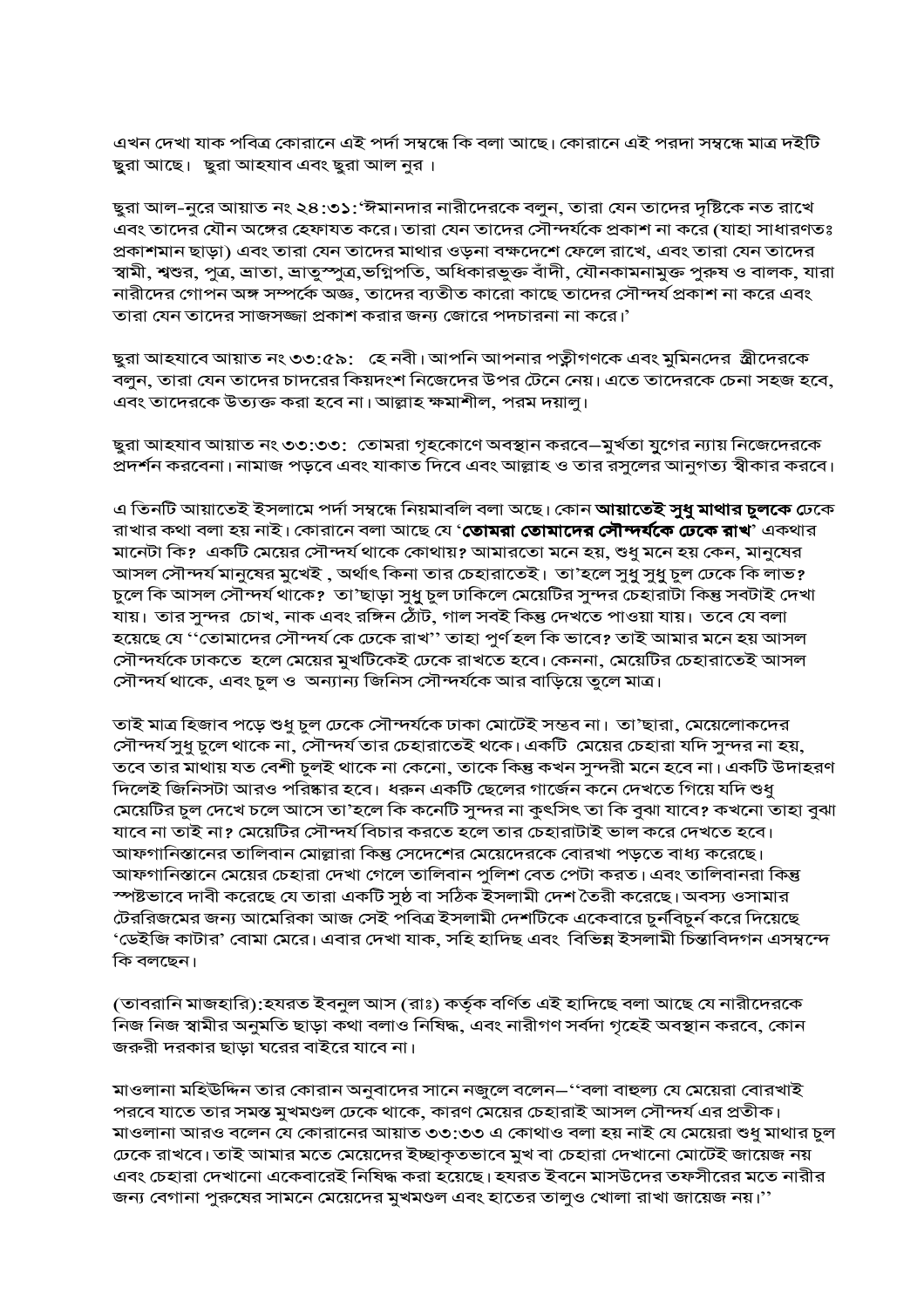এখন দেখা যাক পবিত্র কোরানে এই পর্দা সম্বন্ধে কি বলা আছে। কোরানে এই পরদা সম্বন্ধে মাত্র দইটি ছুরা আছে। ছুরা আহযাব এবং ছুরা আল নুর ।

ছুরা আল-নুরে আয়াত নং ২৪:৩১:'ঈমানদার নারীদেরকে বলুন, তারা যেন তাদের দৃষ্টিকে নত রাখে এবং তাদের যৌন অঙ্গের হেফাযত করে। তারা যেন তাদের সৌন্দর্যকে প্রকাশ না করে (যাহা সাধারণতঃ প্রকাশমান ছাড়া) এবং তারা যেন তাদের মাথার ওড়না বক্ষদেশে ফেলে রাখে, এবং তারা যেন তাদের স্বামী, শ্বশুর, পুত্র, ভ্রাতা, ভ্রাতুস্পুত্র,ভগ্নিপতি, অধিকারভুক্ত বাঁদী, যৌনকামনামুক্ত পুরুষ ও বালক, যারা নারীদের গোপন অঙ্গ সম্পর্কে অজ্ঞ, তাদের ব্যতীত কারো কাছে তাদের সৌন্দর্য প্রকাশ না করে এবং তারা যেন তাদের সাজসজ্জা প্রকাশ করার জন্য জোরে পদচারনা না করে।'

ছুরা আহযাবে আয়াত নং ৩৩:৫৯: হে নবী। আপনি আপনার পত্নীগণকে এবং মুমিনদের স্ত্রীদেরকে বলুন, তারা যেন তাদের চাদরের কিয়দংশ নিজেদের উপর টেনে নেয়। এতে তাদেরকে চেনা সহজ হবে, এবং তাদেরকে উত্যক্ত করা হবে না। আল্লাহ ক্ষমাশীল, পরম দয়ালু।

ছুরা আহযাব আয়াত নং ৩৩:৩৩: তোমরা গৃহকোণে অবস্থান করবে–মুর্খতা যুগের ন্যায় নিজেদেরকে প্রদর্শন করবেনা। নামাজ পড়বে এবং যাকাত দিবে এবং আল্লাহ ও তার রসুলের আনুগত্য স্বীকার করবে।

এ তিনটি আয়াতেই ইসলামে পর্দা সম্বন্ধে নিয়মাবলি বলা অছে। কোন **আয়াতেই সুধু মাথার চুলকে** ঢেকে রাখার কথা বলা হয় নাই। কোরানে বলা আছে যে '**তোমরা তোমাদের সৌন্দর্যকে ঢেকে রাখ**' একথার মানেটা কি? একটি মেয়ের সৌন্দর্য থাকে কোথায়? আমারতো মনে হয়, শুধু মনে হয় কেন, মানুষের আসল সৌন্দর্য মানুষের মুখেই , অর্থাৎ কিনা তার চেহারাতেই। তা'হলে সুধু সুধু চুল ঢেকে কি লাভ? চুলে কি আসল সৌন্দর্য থাকে? তা'ছাড়া সুধু চুল ঢাকিলে মেয়েটির সুন্দর চেহারাটা কিন্তু সবটাই দেখা যায়। তার সুন্দর চোখ, নাক এবং রঙ্গিন ঠোঁট, গাল সবই কিন্তু দেখতে পাওয়া যায়। তবে যে বলা হয়েছে যে ''তোমাদের সৌন্দর্য কে ঢেকে রাখ'' তাহা পুর্ণ হল কি ভাবে? তাই আমার মনে হয় আসল সৌন্দর্যকে ঢাকতে হলে মেয়ের মুখটিকেই ঢেকে রাখতে হবে। কেননা, মেয়েটির চেহারাতেই আসল সৌন্দর্য থাকে, এবং চুল ও অন্যান্য জিনিস সৌন্দর্যকে আর বাড়িয়ে তুলে মাত্র।

তাই মাত্র হিজাব পড়ে শুধু চুল ঢেকে সৌন্দর্যকে ঢাকা মোটেই সম্ভব না। তা'ছারা, মেয়েলোকদের সৌন্দর্য সুধু চুলে থাকে না, সৌন্দর্য তার চেহারাতেই থকে। একটি মেয়ের চেহারা যদি সুন্দর না হয়, তবে তার মাথায় যত বেশী চুলই থাকে না কেনো, তাকে কিন্তু কখন সুন্দরী মনে হবে না। একটি উদাহরণ দিলেই জিনিসটা আরও পরিষ্কার হবে। ধরুন একটি ছেলের গার্জেন কনে দেখতে গিয়ে যদি শুধু মেয়েটির চুল দেখে চলে আসে তা'হলে কি কনেটি সুন্দর না কুৎসিৎ তা কি বুঝা যাবে? কখনো তাহা বুঝা যাবে না তাই না? মেয়েটির সৌন্দর্য বিচার করতে হলে তার চেহারাটাই ভাল করে দেখতে হবে। আফগানিস্তানের তালিবান মোল্লারা কিন্তু সেদেশের মেয়েদেরকে বোরখা পড়তে বাধ্য করেছে। আফগানিস্তানে মেয়ের চেহারা দেখা গেলে তালিবান পুলিশ বেত পেটা করত। এবং তালিবানরা কিন্তু স্পষ্টভাবে দাবী করেছে যে তারা একটি সুষ্ঠ বা সঠিক ইসলামী দেশ তৈরী করেছে। অবস্য ওসামার টেররিজমের জন্য আমেরিকা আজ সেই পবিত্র ইসলামী দেশটিকে একেবারে চুর্নবিচুর্ন করে দিয়েছে 'ডেইজি কাটার' বোমা মেরে। এবার দেখা যাক, সহি হাদিছ এবং বিভিন্ন ইসলামী চিন্তাবিদগন এসম্বন্দে কি বলছেন।

(তাবরানি মাজহারি):হযরত ইবনুল আস (রাঃ) কর্তৃক বর্ণিত এই হাদিছে বলা আছে যে নারীদেরকে নিজ নিজ স্বামীর অনুমতি ছাড়া কথা বলাও নিষিদ্ধ, এবং নারীগণ সর্বদা গৃহেই অবস্থান করবে, কোন জরুরী দরকার ছাড়া ঘরের বাইরে যাবে না।

মাওলানা মহিউদ্দিন তার কোরান অনুবাদের সানে নজুলে বলেন–''বলা বাহুল্য যে মেয়েরা বোরখাই পরবে যাতে তার সমস্ত মুখমণ্ডল ঢেকে থাকে, কারণ মেয়ের চেহারাই আসল সৌন্দর্য এর প্রতীক। মাওলানা আরও বলেন যে কোরানের আয়াত ৩৩:৩৩ এ কোথাও বলা হয় নাই যে মেয়েরা শুধু মাথার চুল ঢেকে রাখবে। তাই আমার মতে মেয়েদের ইচ্ছাকৃতভাবে মুখ বা চেহারা দেখানো মোটেই জায়েজ নয় এবং চেহারা দেখানো একেবারেই নিষিদ্ধ করা হয়েছে। হযরত ইবনে মাসউদের তফসীরের মতে নারীর জন্য বেগানা পুরুষের সামনে মেয়েদের মুখমণ্ডল এবং হাতের তালুও খোলা রাখা জায়েজ নয়।''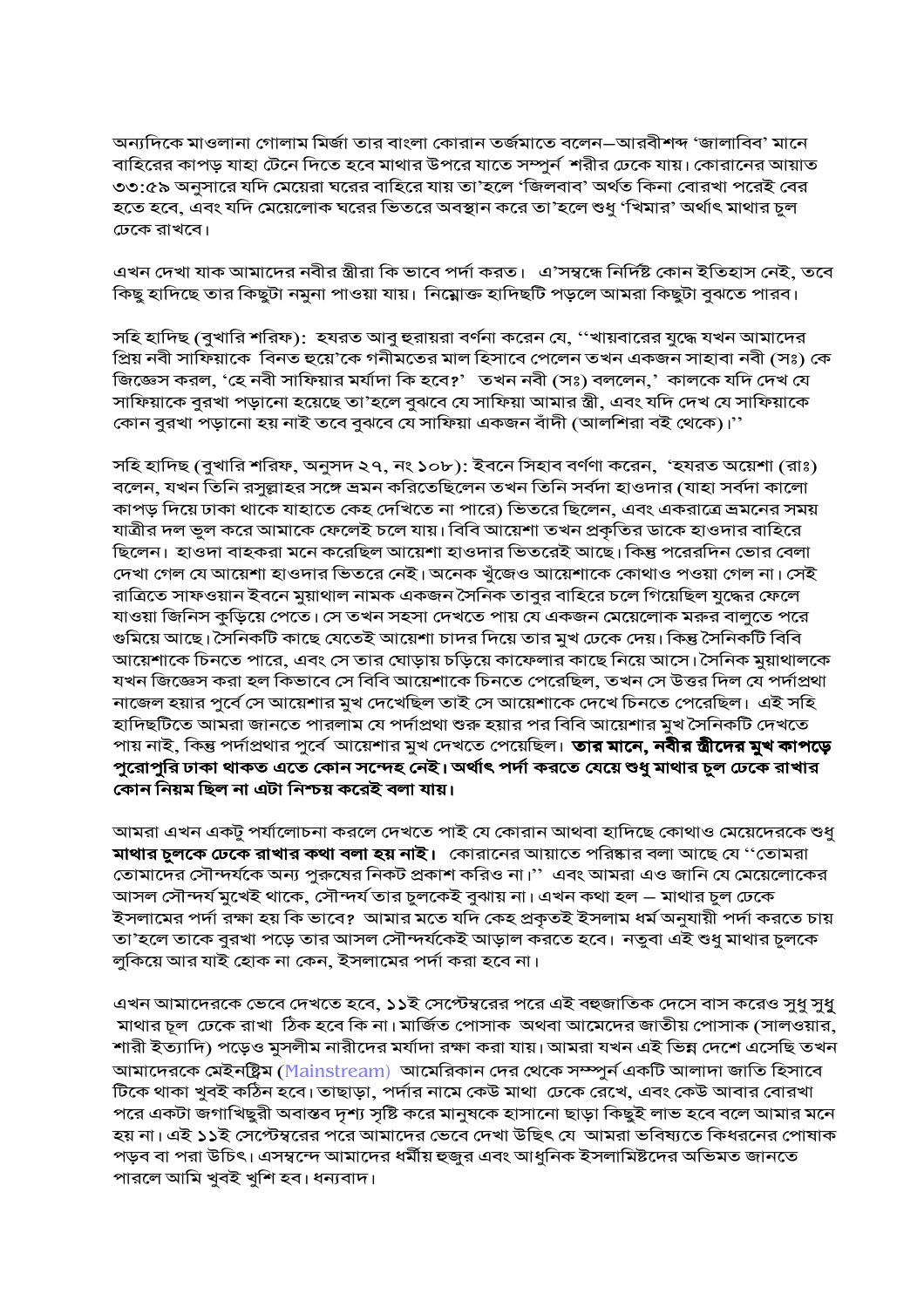অন্যদিকে মাওলানা গোলাম মির্জা তার বাংলা কোরান তর্জমাতে বলেন—আরবীশব্দ 'জালাবিব' মানে বাহিরের কাপড় যাহা টেনে দিতে হবে মাথার উপরে যাতে সম্পূর্ন শরীর ঢেকে যায়। কোরানের আয়াত ৩৩:৫৯ অনুসারে যদি মেয়েরা ঘরের বাহিরে যায় তা'হলে 'জিলবাব' অর্থত কিনা বোরখা পরেই বের হতে হবে, এবং যদি মেয়েলোক ঘরের ভিতরে অবস্থান করে তা'হলে শুধু 'খিমার' অর্থাৎ মাথার চুল ঢেকে রাখবে।

এখন দেখা যাক আমাদের নবীর স্ত্রীরা কি ভাবে পর্দা করত। এ'সম্বন্ধে নির্দিষ্ট কোন ইতিহাস নেই, তবে কিছু হাদিছে তার কিছুটা নমুনা পাওয়া যায়। নিম্নোক্ত হাদিছটি পড়লে আমরা কিছুটা বুঝতে পারব।

সহি হাদিছ (বুখারি শরিফ): হযরত আবু হুরায়রা বর্ণনা করেন যে, ''খায়বারের যুদ্ধে যখন আমাদের প্রিয় নবী সাফিয়াকে বিনত হুয়ে'কে গনীমতের মাল হিসাবে পেলেন তখন একজন সাহাবা নবী (সঃ) কে জিজ্ঞেস করল, 'হে নবী সাফিয়ার মর্যাদা কি হবে?' তখন নবী (সঃ) বললেন,' কালকে যদি দেখ যে সাফিয়াকে বুরখা পড়ানো হয়েছে তা'হলে বুঝবে যে সাফিয়া আমার স্ত্রী, এবং যদি দেখ যে সাফিয়াকে কোন বুরখা পড়ানো হয় নাই তবে বুঝবে যে সাফিয়া একজন বাঁদী (আলশিরা বই থেকে)।''

সহি হাদিছ (বুখারি শরিফ, অনুসদ ২৭, নং ১০৮): ইবনে সিহাব বর্ণণা করেন, 'হযরত অয়েশা (রাঃ) বলেন, যখন তিনি রসুল্লাহর সঙ্গে ভ্রমন করিতেছিলেন তখন তিনি সর্বদা হাওদার (যাহা সর্বদা কালো কাপড় দিয়ে ঢাকা থাকে যাহাতে কেহ দেখিতে না পারে) ভিতরে ছিলেন, এবং একরাত্রে ভ্রমনের সময় যাত্রীর দল ভুল করে আমাকে ফেলেই চলে যায়। বিবি আয়েশা তখন প্রকৃতির ডাকে হাওদার বাহিরে ছিলেন। হাওদা বাহকরা মনে করেছিল আয়েশা হাওদার ভিতরেই আছে। কিন্তু পরেরদিন ভোর বেলা দেখা গেল যে আয়েশা হাওদার ভিতরে নেই। অনেক খুঁজেও আয়েশাকে কোথাও পওয়া গেল না। সেই রাত্রিতে সাফওয়ান ইবনে মুয়াথাল নামক একজন সৈনিক তাবুর বাহিরে চলে গিয়েছিল যুদ্ধের ফেলে যাওয়া জিনিস কুড়িয়ে পেতে। সে তখন সহসা দেখতে পায় যে একজন মেয়েলোক মরুর বালুতে পরে গুমিয়ে আছে। সৈনিকটি কাছে যেতেই আয়েশা চাদর দিয়ে তার মুখ ঢেকে দেয়। কিন্তু সৈনিকটি বিবি আয়েশাকে চিনতে পারে, এবং সে তার ঘোড়ায় চড়িয়ে কাফেলার কাছে নিয়ে আসে। সৈনিক মুয়াথালকে যখন জিজ্ঞেস করা হল কিভাবে সে বিবি আয়েশাকে চিনতে পেরেছিল, তখন সে উত্তর দিল যে পর্দাপ্রথা নাজেল হয়ার পুর্বে সে আয়েশার মুখ দেখেছিল তাই সে আয়েশাকে দেখে চিনতে পেরেছিল। এই সহি হাদিছটিতে আমরা জানতে পারলাম যে পর্দাপ্রথা শুরু হয়ার পর বিবি আয়েশার মুখ সৈনিকটি দেখতে পায় নাই, কিন্তু পর্দাপ্রথার পুর্বে আয়েশার মুখ দেখতে পেয়েছিল। **তার মানে, নবীর স্ত্রীদের মুখ কাপড়ে পুরোপুরি ঢাকা থাকত এতে কোন সন্দেহ নেই। অর্থাৎ পর্দা করতে যেয়ে শুধু মাথার চুল ঢেকে রাখার কোন নিয়ম ছিল না এটা নিশ্চয় করেই বলা যায়।**

আমরা এখন একটু পর্যালোচনা করলে দেখতে পাই যে কোরান আথবা হাদিছে কোথাও মেয়েদেরকে শুধু **মাথার চুলকে ঢেকে রাখার কথা বলা হয় নাই।** কোরানের আয়াতে পরিষ্কার বলা আছে যে ''তোমরা তোমাদের সৌন্দর্যকে অন্য পুরুষের নিকট প্রকাশ করিও না।'' এবং আমরা এও জানি যে মেয়েলোকের আসল সৌন্দর্য মুখেই থাকে, সৌন্দর্য তার চুলকেই বুঝায় না। এখন কথা হল – মাথার চুল ঢেকে ইসলামের পর্দা রক্ষা হয় কি ভাবে? আমার মতে যদি কেহ প্রকৃতই ইসলাম ধর্ম অনুযায়ী পর্দা করতে চায় তা'হলে তাকে বুরখা পড়ে তার আসল সৌন্দর্যকেই আড়াল করতে হবে। নতুবা এই শুধু মাথার চুলকে লুকিয়ে আর যাই হোক না কেন, ইসলামের পর্দা করা হবে না।

এখন আমাদেরকে ভেবে দেখতে হবে, ১১ই সেপ্টেম্বরের পরে এই বহুজাতিক দেসে বাস করেও সুধু সুধু মাথার চুল ঢেকে রাখা ঠিক হবে কি না। মার্জিত পোসাক অথবা আমেদের জাতীয় পোসাক (সালওয়ার, শারী ইত্যাদি) পড়েও মুসলীম নারীদের মর্যাদা রক্ষা করা যায়। আমরা যখন এই ভিন্ন দেশে এসেছি তখন আমাদেরকে মেইনষ্ট্রিম (Mainstream) আমেরিকান দের থেকে সম্পুর্ন একটি আলাদা জাতি হিসাবে টিকে থাকা খুবই কঠিন হবে। তাছাড়া, পর্দার নামে কেউ মাথা ঢেকে রেখে, এবং কেউ আবার বোরখা পরে একটা জগাখিছুরী অবাস্তব দৃশ্য সৃষ্টি করে মানুষকে হাসানো ছাড়া কিছুই লাভ হবে বলে আমার মনে হয় না। এই ১১ই সেপ্টেম্বরের পরে আমাদের ভেবে দেখা উছিৎ যে আমরা ভবিষ্যতে কিধরনের পোষাক পড়ব বা পরা উচিৎ। এসম্বন্দে আমাদের ধর্মীয় হুজুর এবং আধুনিক ইসলামিষ্টদের অভিমত জানতে পারলে আমি খুবই খুশি হব। ধন্যবাদ।